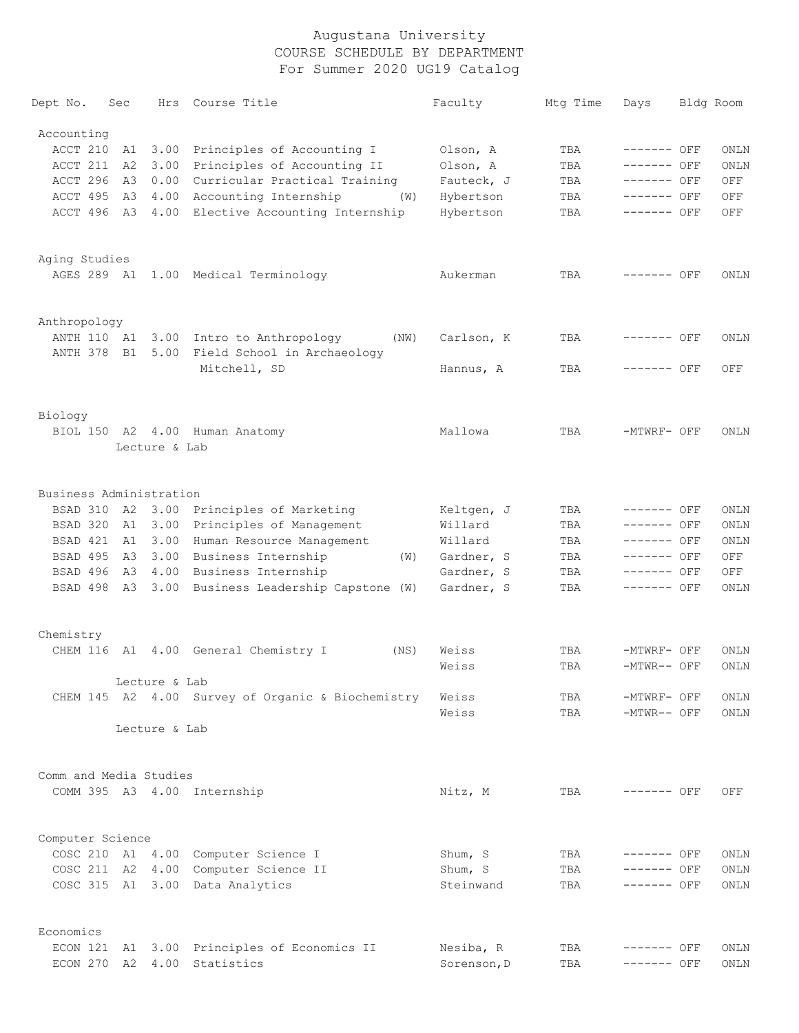# Augustana University
## COURSE SCHEDULE BY DEPARTMENT
### For Summer 2020 UG19 Catalog

| Dept No. | Sec | Hrs | Course Title | Faculty | Mtg Time | Days | Bldg | Room |
|---|---|---|---|---|---|---|---|---|
| **Accounting** | | | | | | | | |
| ACCT 210 | A1 | 3.00 | Principles of Accounting I | Olson, A | TBA | ------- | OFF | ONLN |
| ACCT 211 | A2 | 3.00 | Principles of Accounting II | Olson, A | TBA | ------- | OFF | ONLN |
| ACCT 296 | A3 | 0.00 | Curricular Practical Training | Fauteck, J | TBA | ------- | OFF | OFF |
| ACCT 495 | A3 | 4.00 | Accounting Internship (W) | Hybertson | TBA | ------- | OFF | OFF |
| ACCT 496 | A3 | 4.00 | Elective Accounting Internship | Hybertson | TBA | ------- | OFF | OFF |
| **Aging Studies** | | | | | | | | |
| AGES 289 | A1 | 1.00 | Medical Terminology | Aukerman | TBA | ------- | OFF | ONLN |
| **Anthropology** | | | | | | | | |
| ANTH 110 | A1 | 3.00 | Intro to Anthropology (NW) | Carlson, K | TBA | ------- | OFF | ONLN |
| ANTH 378 | B1 | 5.00 | Field School in Archaeology<br>Mitchell, SD | Hannus, A | TBA | ------- | OFF | OFF |
| **Biology** | | | | | | | | |
| BIOL 150 | A2 | 4.00 | Human Anatomy<br>Lecture & Lab | Mallowa | TBA | -MTWRF- | OFF | ONLN |
| **Business Administration** | | | | | | | | |
| BSAD 310 | A2 | 3.00 | Principles of Marketing | Keltgen, J | TBA | ------- | OFF | ONLN |
| BSAD 320 | A1 | 3.00 | Principles of Management | Willard | TBA | ------- | OFF | ONLN |
| BSAD 421 | A1 | 3.00 | Human Resource Management | Willard | TBA | ------- | OFF | ONLN |
| BSAD 495 | A3 | 3.00 | Business Internship (W) | Gardner, S | TBA | ------- | OFF | OFF |
| BSAD 496 | A3 | 4.00 | Business Internship | Gardner, S | TBA | ------- | OFF | OFF |
| BSAD 498 | A3 | 3.00 | Business Leadership Capstone (W) | Gardner, S | TBA | ------- | OFF | ONLN |
| **Chemistry** | | | | | | | | |
| CHEM 116 | A1 | 4.00 | General Chemistry I (NS) | Weiss | TBA | -MTWRF- | OFF | ONLN |
| | | | | Weiss | TBA | -MTWR-- | OFF | ONLN |
| | | | Lecture & Lab | | | | | |
| CHEM 145 | A2 | 4.00 | Survey of Organic & Biochemistry | Weiss | TBA | -MTWRF- | OFF | ONLN |
| | | | | Weiss | TBA | -MTWR-- | OFF | ONLN |
| | | | Lecture & Lab | | | | | |
| **Comm and Media Studies** | | | | | | | | |
| COMM 395 | A3 | 4.00 | Internship | Nitz, M | TBA | ------- | OFF | OFF |
| **Computer Science** | | | | | | | | |
| COSC 210 | A1 | 4.00 | Computer Science I | Shum, S | TBA | ------- | OFF | ONLN |
| COSC 211 | A2 | 4.00 | Computer Science II | Shum, S | TBA | ------- | OFF | ONLN |
| COSC 315 | A1 | 3.00 | Data Analytics | Steinwand | TBA | ------- | OFF | ONLN |
| **Economics** | | | | | | | | |
| ECON 121 | A1 | 3.00 | Principles of Economics II | Nesiba, R | TBA | ------- | OFF | ONLN |
| ECON 270 | A2 | 4.00 | Statistics | Sorenson,D | TBA | ------- | OFF | ONLN |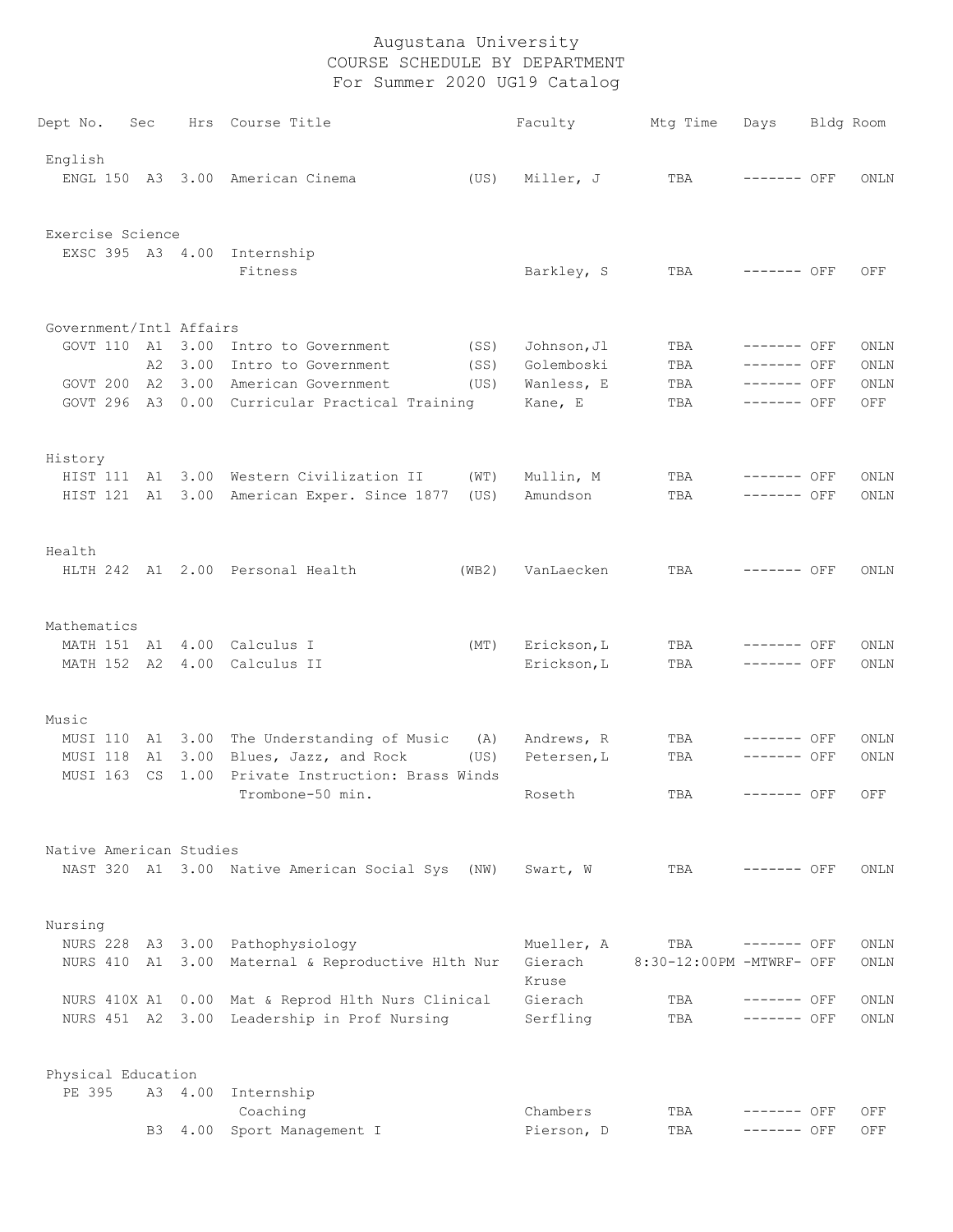# Augustana University
## COURSE SCHEDULE BY DEPARTMENT
### For Summer 2020 UG19 Catalog

| Dept No. | Sec | Hrs | Course Title | | Faculty | Mtg Time | Days | Bldg | Room |
|---|---|---|---|---|---|---|---|---|---|
| **English** | | | | | | | | | |
| ENGL 150 | A3 | 3.00 | American Cinema | (US) | Miller, J | TBA | ------- | OFF | ONLN |
| **Exercise Science** | | | | | | | | | |
| EXSC 395 | A3 | 4.00 | Internship Fitness | | Barkley, S | TBA | ------- | OFF | OFF |
| **Government/Intl Affairs** | | | | | | | | | |
| GOVT 110 | A1 | 3.00 | Intro to Government | (SS) | Johnson,Jl | TBA | ------- | OFF | ONLN |
| | A2 | 3.00 | Intro to Government | (SS) | Golemboski | TBA | ------- | OFF | ONLN |
| GOVT 200 | A2 | 3.00 | American Government | (US) | Wanless, E | TBA | ------- | OFF | ONLN |
| GOVT 296 | A3 | 0.00 | Curricular Practical Training | | Kane, E | TBA | ------- | OFF | OFF |
| **History** | | | | | | | | | |
| HIST 111 | A1 | 3.00 | Western Civilization II | (WT) | Mullin, M | TBA | ------- | OFF | ONLN |
| HIST 121 | A1 | 3.00 | American Exper. Since 1877 | (US) | Amundson | TBA | ------- | OFF | ONLN |
| **Health** | | | | | | | | | |
| HLTH 242 | A1 | 2.00 | Personal Health | (WB2) | VanLaecken | TBA | ------- | OFF | ONLN |
| **Mathematics** | | | | | | | | | |
| MATH 151 | A1 | 4.00 | Calculus I | (MT) | Erickson,L | TBA | ------- | OFF | ONLN |
| MATH 152 | A2 | 4.00 | Calculus II | | Erickson,L | TBA | ------- | OFF | ONLN |
| **Music** | | | | | | | | | |
| MUSI 110 | A1 | 3.00 | The Understanding of Music | (A) | Andrews, R | TBA | ------- | OFF | ONLN |
| MUSI 118 | A1 | 3.00 | Blues, Jazz, and Rock | (US) | Petersen,L | TBA | ------- | OFF | ONLN |
| MUSI 163 | CS | 1.00 | Private Instruction: Brass Winds Trombone-50 min. | | Roseth | TBA | ------- | OFF | OFF |
| **Native American Studies** | | | | | | | | | |
| NAST 320 | A1 | 3.00 | Native American Social Sys | (NW) | Swart, W | TBA | ------- | OFF | ONLN |
| **Nursing** | | | | | | | | | |
| NURS 228 | A3 | 3.00 | Pathophysiology | | Mueller, A | TBA | ------- | OFF | ONLN |
| NURS 410 | A1 | 3.00 | Maternal & Reproductive Hlth Nur | | Gierach Kruse | 8:30-12:00PM | -MTWRF- | OFF | ONLN |
| NURS 410X | A1 | 0.00 | Mat & Reprod Hlth Nurs Clinical | | Gierach | TBA | ------- | OFF | ONLN |
| NURS 451 | A2 | 3.00 | Leadership in Prof Nursing | | Serfling | TBA | ------- | OFF | ONLN |
| **Physical Education** | | | | | | | | | |
| PE 395 | A3 | 4.00 | Internship Coaching | | Chambers | TBA | ------- | OFF | OFF |
| | B3 | 4.00 | Sport Management I | | Pierson, D | TBA | ------- | OFF | OFF |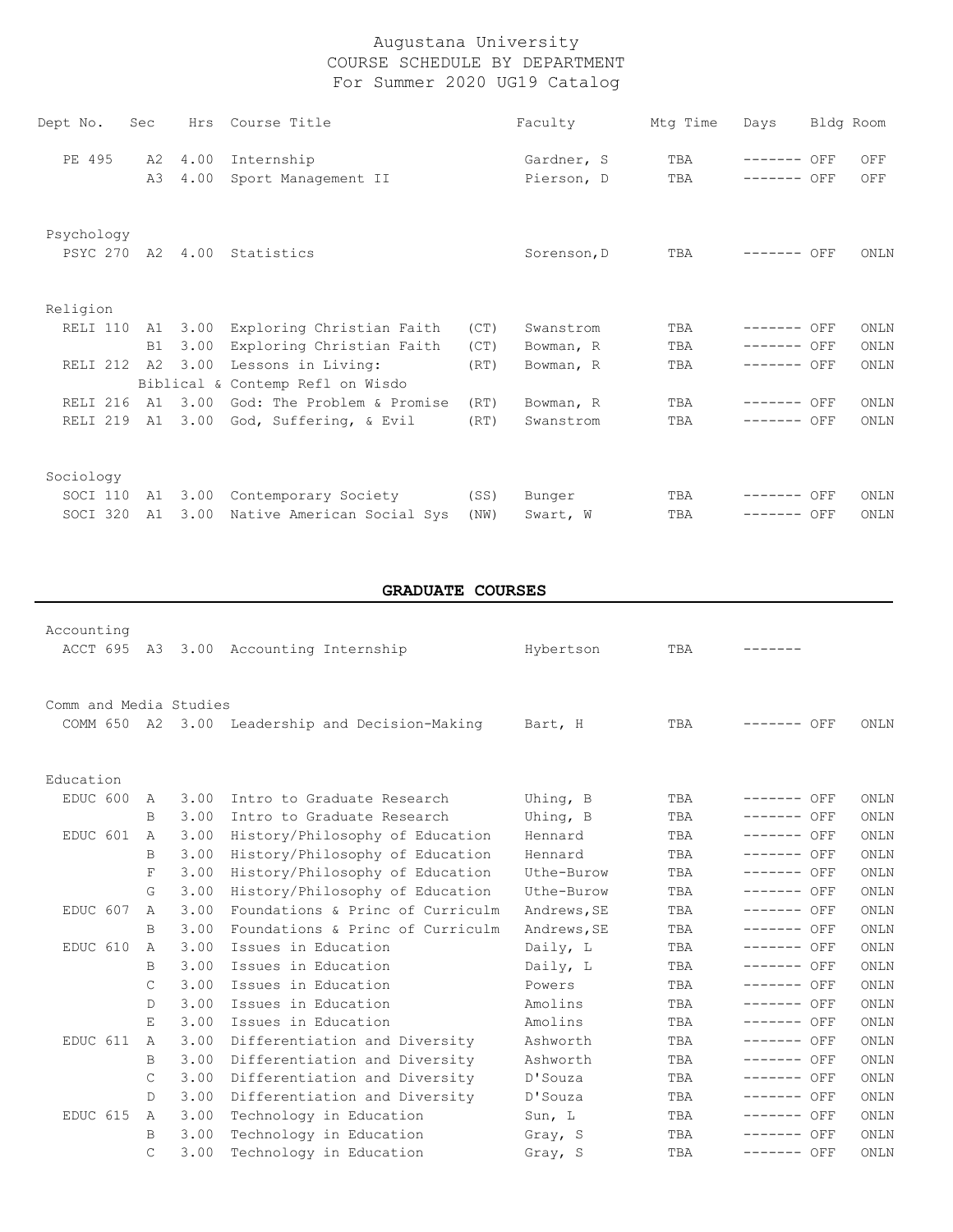# Augustana University
## COURSE SCHEDULE BY DEPARTMENT
### For Summer 2020 UG19 Catalog

| Dept No. | Sec | Hrs | Course Title | | Faculty | Mtg Time | Days | Bldg | Room |
|---|---|---|---|---|---|---|---|---|---|
| PE 495 | A2 | 4.00 | Internship | | Gardner, S | TBA | ------- | OFF | OFF |
| | A3 | 4.00 | Sport Management II | | Pierson, D | TBA | ------- | OFF | OFF |
| **Psychology** | | | | | | | | | |
| PSYC 270 | A2 | 4.00 | Statistics | | Sorenson,D | TBA | ------- | OFF | ONLN |
| **Religion** | | | | | | | | | |
| RELI 110 | A1 | 3.00 | Exploring Christian Faith | (CT) | Swanstrom | TBA | ------- | OFF | ONLN |
| | B1 | 3.00 | Exploring Christian Faith | (CT) | Bowman, R | TBA | ------- | OFF | ONLN |
| RELI 212 | A2 | 3.00 | Lessons in Living: Biblical & Contemp Refl on Wisdo | (RT) | Bowman, R | TBA | ------- | OFF | ONLN |
| RELI 216 | A1 | 3.00 | God: The Problem & Promise | (RT) | Bowman, R | TBA | ------- | OFF | ONLN |
| RELI 219 | A1 | 3.00 | God, Suffering, & Evil | (RT) | Swanstrom | TBA | ------- | OFF | ONLN |
| **Sociology** | | | | | | | | | |
| SOCI 110 | A1 | 3.00 | Contemporary Society | (SS) | Bunger | TBA | ------- | OFF | ONLN |
| SOCI 320 | A1 | 3.00 | Native American Social Sys | (NW) | Swart, W | TBA | ------- | OFF | ONLN |

## GRADUATE COURSES

| Dept No. | Sec | Hrs | Course Title | Faculty | Mtg Time | Days | Bldg | Room |
|---|---|---|---|---|---|---|---|---|
| **Accounting** | | | | | | | | |
| ACCT 695 | A3 | 3.00 | Accounting Internship | Hybertson | TBA | ------- | | |
| **Comm and Media Studies** | | | | | | | | |
| COMM 650 | A2 | 3.00 | Leadership and Decision-Making | Bart, H | TBA | ------- | OFF | ONLN |
| **Education** | | | | | | | | |
| EDUC 600 | A | 3.00 | Intro to Graduate Research | Uhing, B | TBA | ------- | OFF | ONLN |
| | B | 3.00 | Intro to Graduate Research | Uhing, B | TBA | ------- | OFF | ONLN |
| EDUC 601 | A | 3.00 | History/Philosophy of Education | Hennard | TBA | ------- | OFF | ONLN |
| | B | 3.00 | History/Philosophy of Education | Hennard | TBA | ------- | OFF | ONLN |
| | F | 3.00 | History/Philosophy of Education | Uthe-Burow | TBA | ------- | OFF | ONLN |
| | G | 3.00 | History/Philosophy of Education | Uthe-Burow | TBA | ------- | OFF | ONLN |
| EDUC 607 | A | 3.00 | Foundations & Princ of Curriculm | Andrews,SE | TBA | ------- | OFF | ONLN |
| | B | 3.00 | Foundations & Princ of Curriculm | Andrews,SE | TBA | ------- | OFF | ONLN |
| EDUC 610 | A | 3.00 | Issues in Education | Daily, L | TBA | ------- | OFF | ONLN |
| | B | 3.00 | Issues in Education | Daily, L | TBA | ------- | OFF | ONLN |
| | C | 3.00 | Issues in Education | Powers | TBA | ------- | OFF | ONLN |
| | D | 3.00 | Issues in Education | Amolins | TBA | ------- | OFF | ONLN |
| | E | 3.00 | Issues in Education | Amolins | TBA | ------- | OFF | ONLN |
| EDUC 611 | A | 3.00 | Differentiation and Diversity | Ashworth | TBA | ------- | OFF | ONLN |
| | B | 3.00 | Differentiation and Diversity | Ashworth | TBA | ------- | OFF | ONLN |
| | C | 3.00 | Differentiation and Diversity | D'Souza | TBA | ------- | OFF | ONLN |
| | D | 3.00 | Differentiation and Diversity | D'Souza | TBA | ------- | OFF | ONLN |
| EDUC 615 | A | 3.00 | Technology in Education | Sun, L | TBA | ------- | OFF | ONLN |
| | B | 3.00 | Technology in Education | Gray, S | TBA | ------- | OFF | ONLN |
| | C | 3.00 | Technology in Education | Gray, S | TBA | ------- | OFF | ONLN |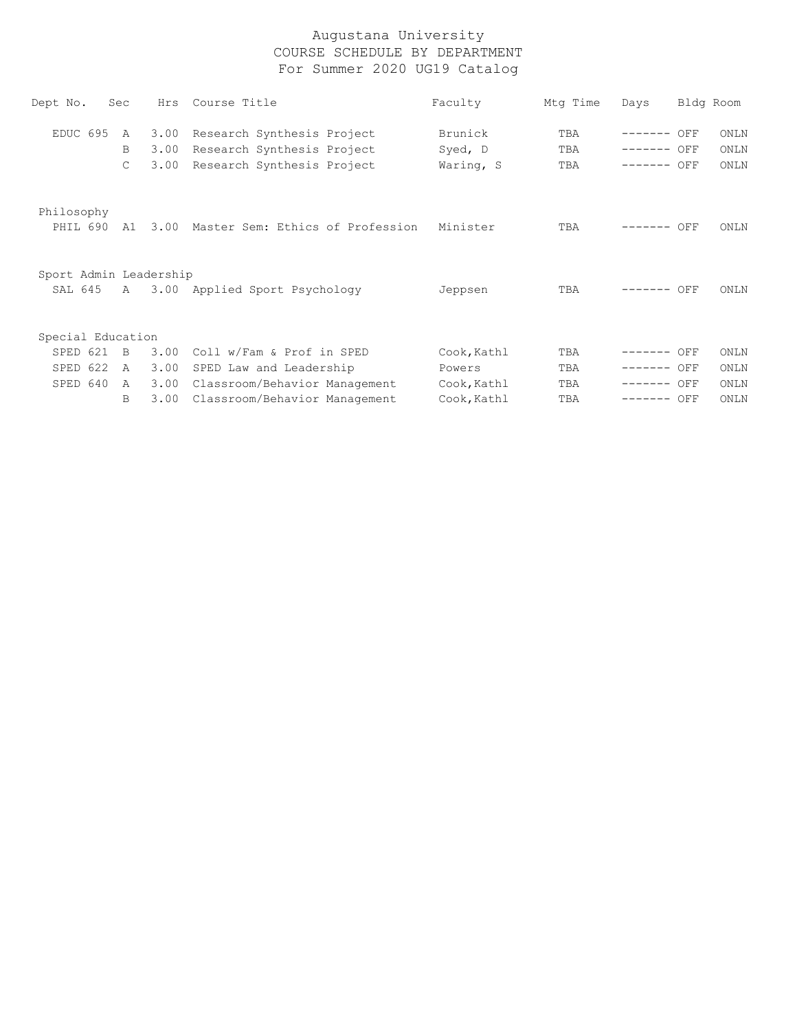# Augustana University
## COURSE SCHEDULE BY DEPARTMENT
### For Summer 2020 UG19 Catalog

| Dept No. | Sec | Hrs | Course Title | Faculty | Mtg Time | Days | Bldg | Room |
|---|---|---|---|---|---|---|---|---|
| EDUC 695 | A | 3.00 | Research Synthesis Project | Brunick | TBA | ------- | OFF | ONLN |
| | B | 3.00 | Research Synthesis Project | Syed, D | TBA | ------- | OFF | ONLN |
| | C | 3.00 | Research Synthesis Project | Waring, S | TBA | ------- | OFF | ONLN |
| **Philosophy** | | | | | | | | |
| PHIL 690 | A1 | 3.00 | Master Sem: Ethics of Profession | Minister | TBA | ------- | OFF | ONLN |
| **Sport Admin Leadership** | | | | | | | | |
| SAL 645 | A | 3.00 | Applied Sport Psychology | Jeppsen | TBA | ------- | OFF | ONLN |
| **Special Education** | | | | | | | | |
| SPED 621 | B | 3.00 | Coll w/Fam & Prof in SPED | Cook,Kathl | TBA | ------- | OFF | ONLN |
| SPED 622 | A | 3.00 | SPED Law and Leadership | Powers | TBA | ------- | OFF | ONLN |
| SPED 640 | A | 3.00 | Classroom/Behavior Management | Cook,Kathl | TBA | ------- | OFF | ONLN |
| | B | 3.00 | Classroom/Behavior Management | Cook,Kathl | TBA | ------- | OFF | ONLN |